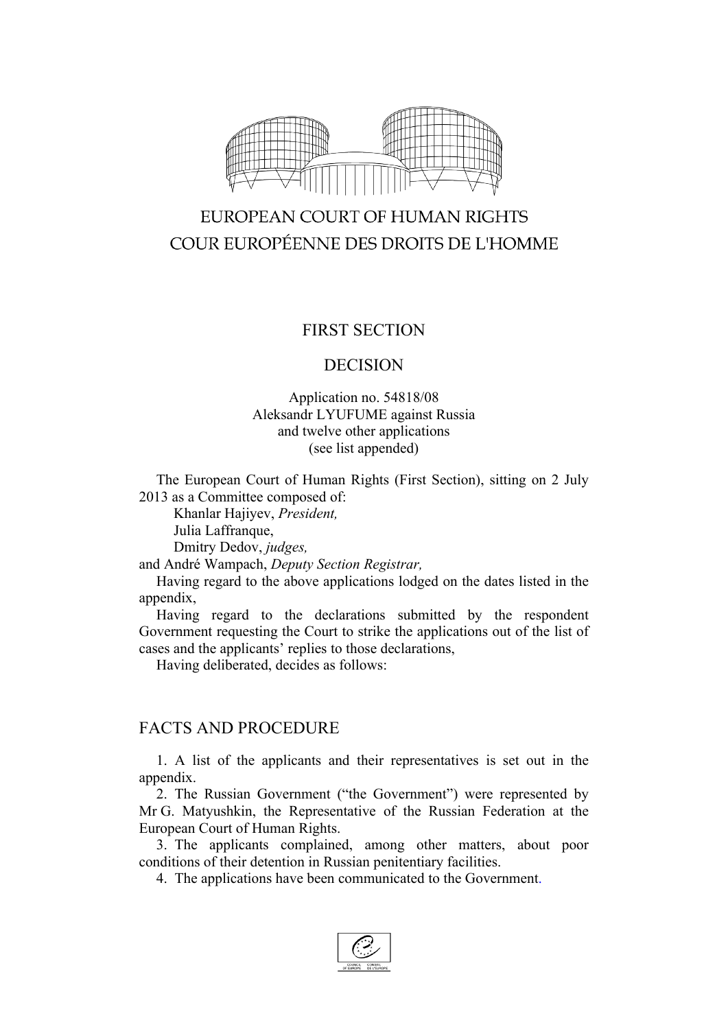EUROPEAN COURT OF HUMAN RIGHTS
COUR EUROPÉENNE DES DROITS DE L'HOMME

FIRST SECTION

DECISION

Application no. 54818/08
Aleksandr LYUFUME against Russia
and twelve other applications
(see list appended)

The European Court of Human Rights (First Section), sitting on 2 July 2013 as a Committee composed of:

Khanlar Hajiyev, *President,*
Julia Laffranque,
Dmitry Dedov, *judges,*

and André Wampach, *Deputy Section Registrar,*

Having regard to the above applications lodged on the dates listed in the appendix,

Having regard to the declarations submitted by the respondent Government requesting the Court to strike the applications out of the list of cases and the applicants' replies to those declarations,

Having deliberated, decides as follows:

## FACTS AND PROCEDURE

1. A list of the applicants and their representatives is set out in the appendix.

2. The Russian Government ("the Government") were represented by Mr G. Matyushkin, the Representative of the Russian Federation at the European Court of Human Rights.

3. The applicants complained, among other matters, about poor conditions of their detention in Russian penitentiary facilities.

4. The applications have been communicated to the Government.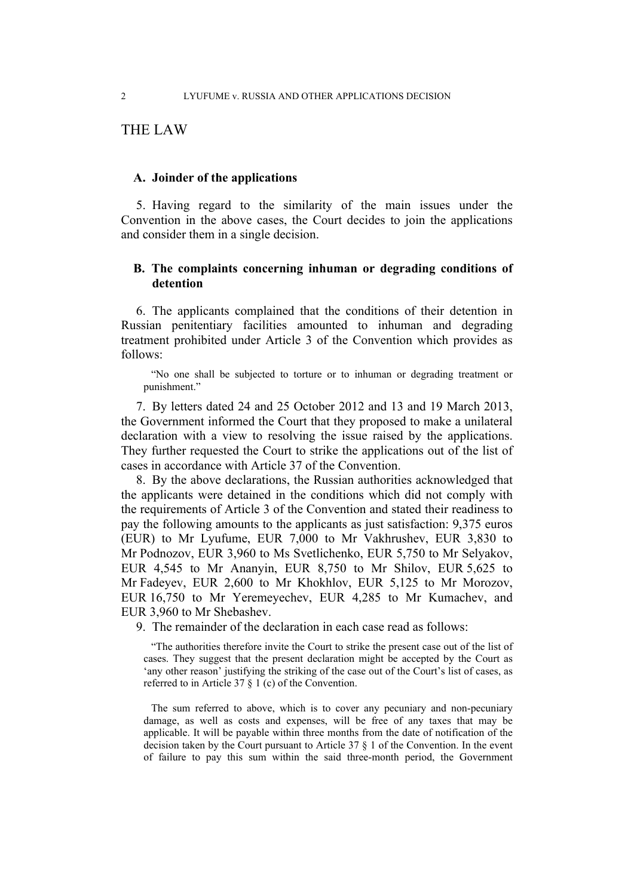# THE LAW

### A. Joinder of the applications

5. Having regard to the similarity of the main issues under the Convention in the above cases, the Court decides to join the applications and consider them in a single decision.

### B. The complaints concerning inhuman or degrading conditions of detention

6. The applicants complained that the conditions of their detention in Russian penitentiary facilities amounted to inhuman and degrading treatment prohibited under Article 3 of the Convention which provides as follows:

> "No one shall be subjected to torture or to inhuman or degrading treatment or punishment."

7. By letters dated 24 and 25 October 2012 and 13 and 19 March 2013, the Government informed the Court that they proposed to make a unilateral declaration with a view to resolving the issue raised by the applications. They further requested the Court to strike the applications out of the list of cases in accordance with Article 37 of the Convention.

8. By the above declarations, the Russian authorities acknowledged that the applicants were detained in the conditions which did not comply with the requirements of Article 3 of the Convention and stated their readiness to pay the following amounts to the applicants as just satisfaction: 9,375 euros (EUR) to Mr Lyufume, EUR 7,000 to Mr Vakhrushev, EUR 3,830 to Mr Podnozov, EUR 3,960 to Ms Svetlichenko, EUR 5,750 to Mr Selyakov, EUR 4,545 to Mr Ananyin, EUR 8,750 to Mr Shilov, EUR 5,625 to Mr Fadeyev, EUR 2,600 to Mr Khokhlov, EUR 5,125 to Mr Morozov, EUR 16,750 to Mr Yeremeyechev, EUR 4,285 to Mr Kumachev, and EUR 3,960 to Mr Shebashev.

9. The remainder of the declaration in each case read as follows:

> "The authorities therefore invite the Court to strike the present case out of the list of cases. They suggest that the present declaration might be accepted by the Court as 'any other reason' justifying the striking of the case out of the Court's list of cases, as referred to in Article 37 § 1 (c) of the Convention.
>
> The sum referred to above, which is to cover any pecuniary and non-pecuniary damage, as well as costs and expenses, will be free of any taxes that may be applicable. It will be payable within three months from the date of notification of the decision taken by the Court pursuant to Article 37 § 1 of the Convention. In the event of failure to pay this sum within the said three-month period, the Government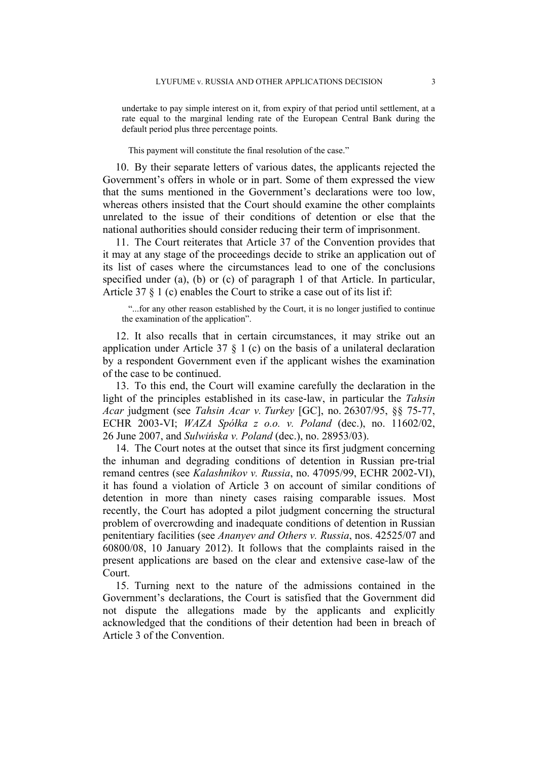undertake to pay simple interest on it, from expiry of that period until settlement, at a rate equal to the marginal lending rate of the European Central Bank during the default period plus three percentage points.

This payment will constitute the final resolution of the case."

10. By their separate letters of various dates, the applicants rejected the Government's offers in whole or in part. Some of them expressed the view that the sums mentioned in the Government's declarations were too low, whereas others insisted that the Court should examine the other complaints unrelated to the issue of their conditions of detention or else that the national authorities should consider reducing their term of imprisonment.

11. The Court reiterates that Article 37 of the Convention provides that it may at any stage of the proceedings decide to strike an application out of its list of cases where the circumstances lead to one of the conclusions specified under (a), (b) or (c) of paragraph 1 of that Article. In particular, Article 37 § 1 (c) enables the Court to strike a case out of its list if:

> "...for any other reason established by the Court, it is no longer justified to continue the examination of the application".

12. It also recalls that in certain circumstances, it may strike out an application under Article 37 § 1 (c) on the basis of a unilateral declaration by a respondent Government even if the applicant wishes the examination of the case to be continued.

13. To this end, the Court will examine carefully the declaration in the light of the principles established in its case-law, in particular the *Tahsin Acar* judgment (see *Tahsin Acar v. Turkey* [GC], no. 26307/95, §§ 75-77, ECHR 2003-VI; *WAZA Spółka z o.o. v. Poland* (dec.), no. 11602/02, 26 June 2007, and *Sulwińska v. Poland* (dec.), no. 28953/03).

14. The Court notes at the outset that since its first judgment concerning the inhuman and degrading conditions of detention in Russian pre-trial remand centres (see *Kalashnikov v. Russia*, no. 47095/99, ECHR 2002-VI), it has found a violation of Article 3 on account of similar conditions of detention in more than ninety cases raising comparable issues. Most recently, the Court has adopted a pilot judgment concerning the structural problem of overcrowding and inadequate conditions of detention in Russian penitentiary facilities (see *Ananyev and Others v. Russia*, nos. 42525/07 and 60800/08, 10 January 2012). It follows that the complaints raised in the present applications are based on the clear and extensive case-law of the Court.

15. Turning next to the nature of the admissions contained in the Government's declarations, the Court is satisfied that the Government did not dispute the allegations made by the applicants and explicitly acknowledged that the conditions of their detention had been in breach of Article 3 of the Convention.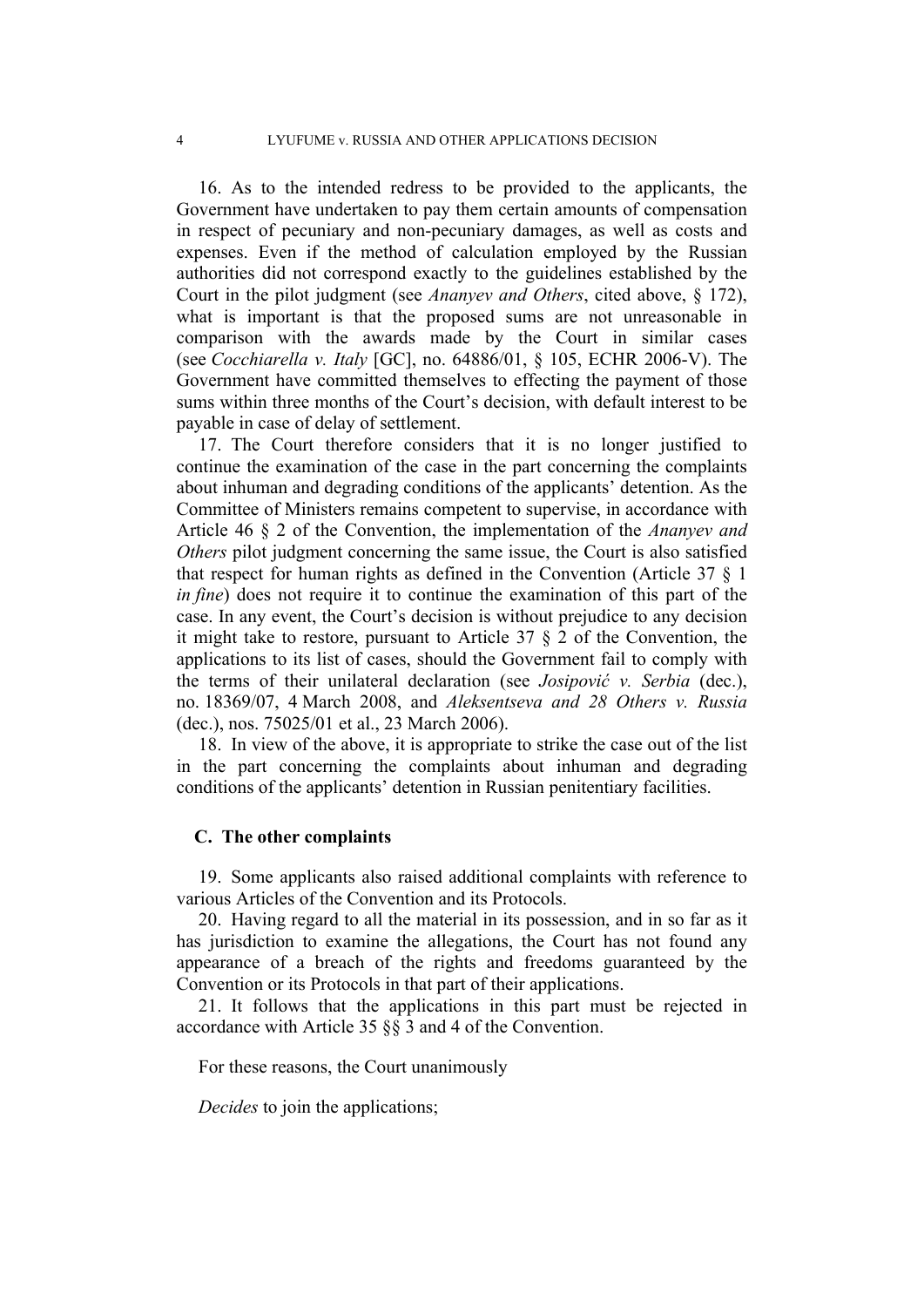16. As to the intended redress to be provided to the applicants, the Government have undertaken to pay them certain amounts of compensation in respect of pecuniary and non-pecuniary damages, as well as costs and expenses. Even if the method of calculation employed by the Russian authorities did not correspond exactly to the guidelines established by the Court in the pilot judgment (see *Ananyev and Others*, cited above, § 172), what is important is that the proposed sums are not unreasonable in comparison with the awards made by the Court in similar cases (see *Cocchiarella v. Italy* [GC], no. 64886/01, § 105, ECHR 2006-V). The Government have committed themselves to effecting the payment of those sums within three months of the Court's decision, with default interest to be payable in case of delay of settlement.

17. The Court therefore considers that it is no longer justified to continue the examination of the case in the part concerning the complaints about inhuman and degrading conditions of the applicants' detention. As the Committee of Ministers remains competent to supervise, in accordance with Article 46 § 2 of the Convention, the implementation of the *Ananyev and Others* pilot judgment concerning the same issue, the Court is also satisfied that respect for human rights as defined in the Convention (Article 37 § 1 *in fine*) does not require it to continue the examination of this part of the case. In any event, the Court's decision is without prejudice to any decision it might take to restore, pursuant to Article 37 § 2 of the Convention, the applications to its list of cases, should the Government fail to comply with the terms of their unilateral declaration (see *Josipović v. Serbia* (dec.), no. 18369/07, 4 March 2008, and *Aleksentseva and 28 Others v. Russia* (dec.), nos. 75025/01 et al., 23 March 2006).

18. In view of the above, it is appropriate to strike the case out of the list in the part concerning the complaints about inhuman and degrading conditions of the applicants' detention in Russian penitentiary facilities.

### C. The other complaints

19. Some applicants also raised additional complaints with reference to various Articles of the Convention and its Protocols.

20. Having regard to all the material in its possession, and in so far as it has jurisdiction to examine the allegations, the Court has not found any appearance of a breach of the rights and freedoms guaranteed by the Convention or its Protocols in that part of their applications.

21. It follows that the applications in this part must be rejected in accordance with Article 35 §§ 3 and 4 of the Convention.

For these reasons, the Court unanimously

*Decides* to join the applications;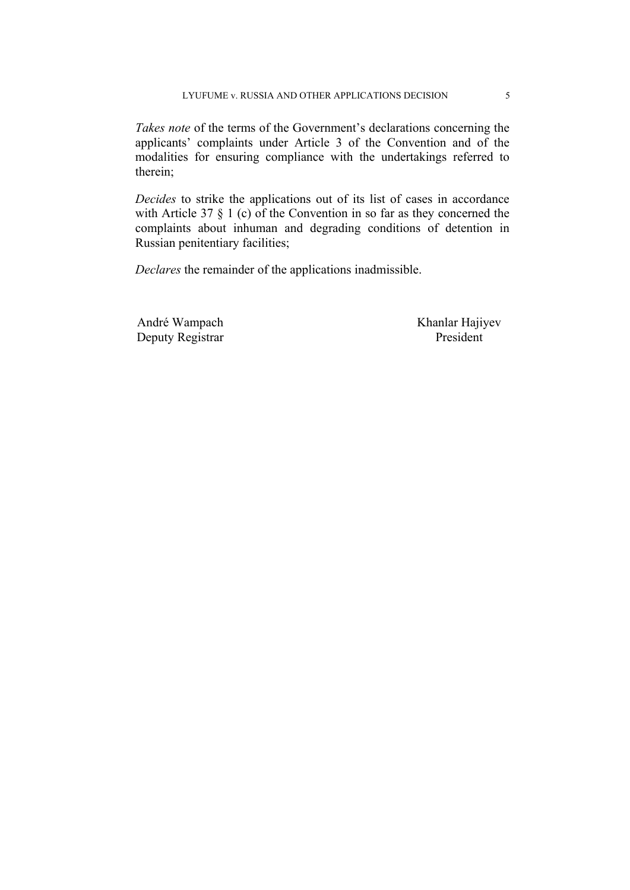*Takes note* of the terms of the Government's declarations concerning the applicants' complaints under Article 3 of the Convention and of the modalities for ensuring compliance with the undertakings referred to therein;

*Decides* to strike the applications out of its list of cases in accordance with Article 37 § 1 (c) of the Convention in so far as they concerned the complaints about inhuman and degrading conditions of detention in Russian penitentiary facilities;

*Declares* the remainder of the applications inadmissible.

| | |
|---|---|
| André Wampach | Khanlar Hajiyev |
| Deputy Registrar | President |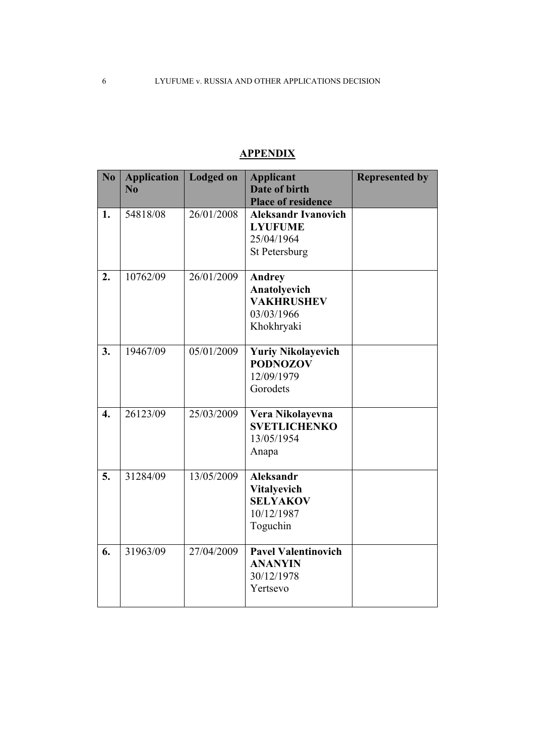**APPENDIX**

| No | Application No | Lodged on | Applicant<br>Date of birth<br>Place of residence | Represented by |
|---|---|---|---|---|
| 1. | 54818/08 | 26/01/2008 | **Aleksandr Ivanovich LYUFUME**<br>25/04/1964<br>St Petersburg | |
| 2. | 10762/09 | 26/01/2009 | **Andrey Anatolyevich VAKHRUSHEV**<br>03/03/1966<br>Khokhryaki | |
| 3. | 19467/09 | 05/01/2009 | **Yuriy Nikolayevich PODNOZOV**<br>12/09/1979<br>Gorodets | |
| 4. | 26123/09 | 25/03/2009 | **Vera Nikolayevna SVETLICHENKO**<br>13/05/1954<br>Anapa | |
| 5. | 31284/09 | 13/05/2009 | **Aleksandr Vitalyevich SELYAKOV**<br>10/12/1987<br>Toguchin | |
| 6. | 31963/09 | 27/04/2009 | **Pavel Valentinovich ANANYIN**<br>30/12/1978<br>Yertsevo | |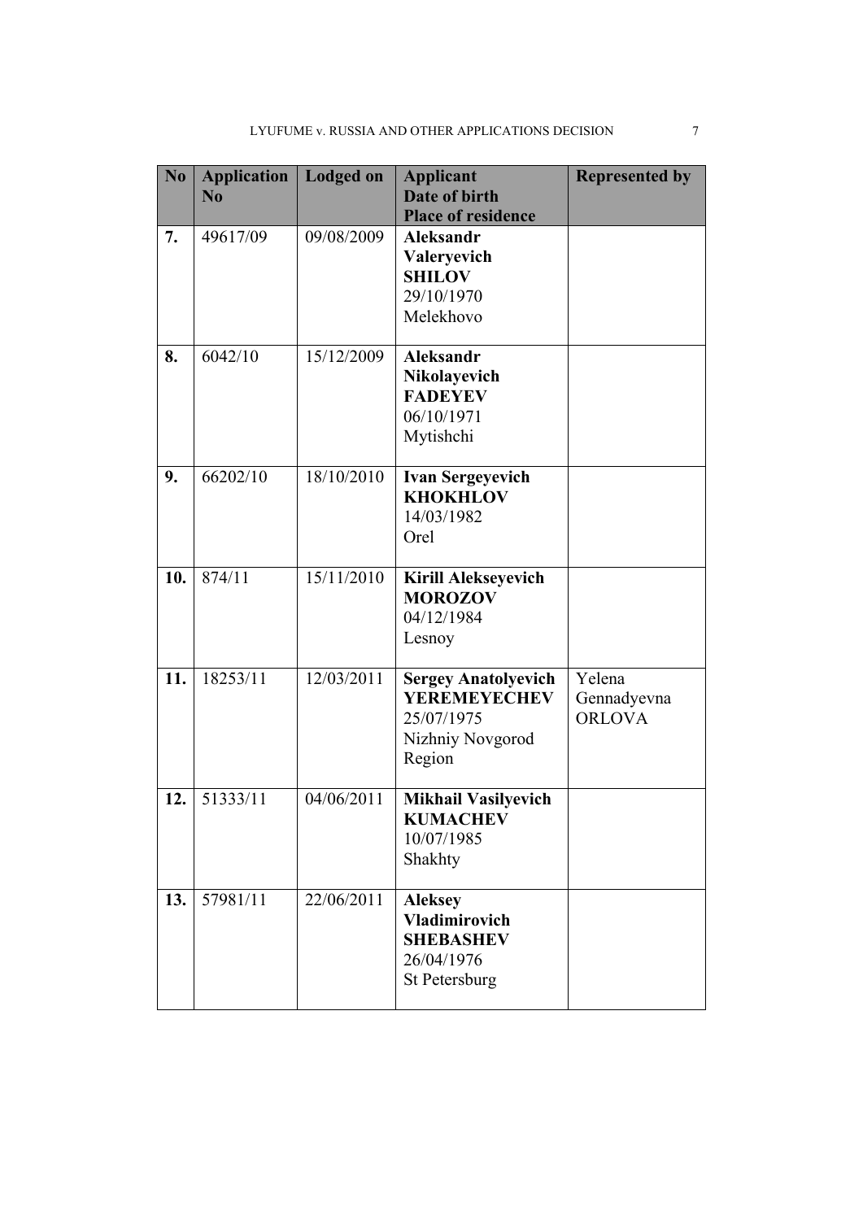| No | Application No | Lodged on | Applicant<br>Date of birth<br>Place of residence | Represented by |
|---|---|---|---|---|
| **7.** | 49617/09 | 09/08/2009 | **Aleksandr Valeryevich SHILOV**<br>29/10/1970<br>Melekhovo | |
| **8.** | 6042/10 | 15/12/2009 | **Aleksandr Nikolayevich FADEYEV**<br>06/10/1971<br>Mytishchi | |
| **9.** | 66202/10 | 18/10/2010 | **Ivan Sergeyevich KHOKHLOV**<br>14/03/1982<br>Orel | |
| **10.** | 874/11 | 15/11/2010 | **Kirill Alekseyevich MOROZOV**<br>04/12/1984<br>Lesnoy | |
| **11.** | 18253/11 | 12/03/2011 | **Sergey Anatolyevich YEREMEYECHEV**<br>25/07/1975<br>Nizhniy Novgorod Region | Yelena Gennadyevna ORLOVA |
| **12.** | 51333/11 | 04/06/2011 | **Mikhail Vasilyevich KUMACHEV**<br>10/07/1985<br>Shakhty | |
| **13.** | 57981/11 | 22/06/2011 | **Aleksey Vladimirovich SHEBASHEV**<br>26/04/1976<br>St Petersburg | |